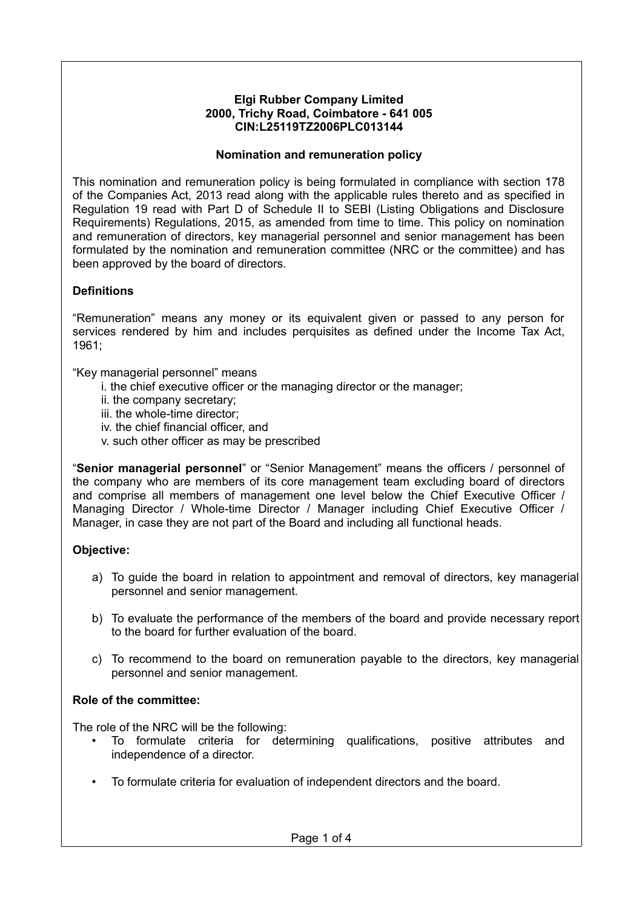**Elgi Rubber Company Limited**
**2000, Trichy Road, Coimbatore - 641 005**
**CIN:L25119TZ2006PLC013144**

## Nomination and remuneration policy

This nomination and remuneration policy is being formulated in compliance with section 178 of the Companies Act, 2013 read along with the applicable rules thereto and as specified in Regulation 19 read with Part D of Schedule II to SEBI (Listing Obligations and Disclosure Requirements) Regulations, 2015, as amended from time to time. This policy on nomination and remuneration of directors, key managerial personnel and senior management has been formulated by the nomination and remuneration committee (NRC or the committee) and has been approved by the board of directors.

### Definitions

"Remuneration" means any money or its equivalent given or passed to any person for services rendered by him and includes perquisites as defined under the Income Tax Act, 1961;

"Key managerial personnel" means

i. the chief executive officer or the managing director or the manager;
ii. the company secretary;
iii. the whole-time director;
iv. the chief financial officer, and
v. such other officer as may be prescribed

"**Senior managerial personnel**" or "Senior Management" means the officers / personnel of the company who are members of its core management team excluding board of directors and comprise all members of management one level below the Chief Executive Officer / Managing Director / Whole-time Director / Manager including Chief Executive Officer / Manager, in case they are not part of the Board and including all functional heads.

### Objective:

a) To guide the board in relation to appointment and removal of directors, key managerial personnel and senior management.

b) To evaluate the performance of the members of the board and provide necessary report to the board for further evaluation of the board.

c) To recommend to the board on remuneration payable to the directors, key managerial personnel and senior management.

### Role of the committee:

The role of the NRC will be the following:

- To formulate criteria for determining qualifications, positive attributes and independence of a director.

- To formulate criteria for evaluation of independent directors and the board.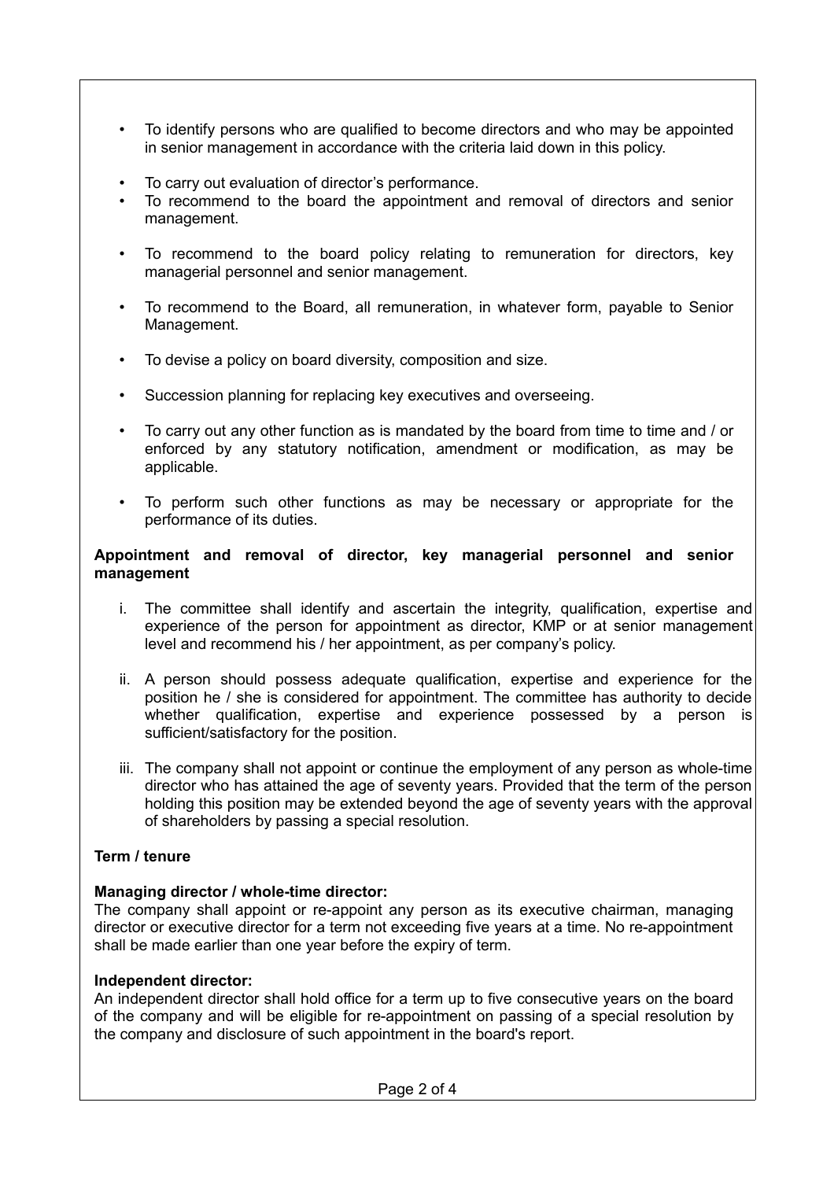- To identify persons who are qualified to become directors and who may be appointed in senior management in accordance with the criteria laid down in this policy.
- To carry out evaluation of director's performance.
- To recommend to the board the appointment and removal of directors and senior management.
- To recommend to the board policy relating to remuneration for directors, key managerial personnel and senior management.
- To recommend to the Board, all remuneration, in whatever form, payable to Senior Management.
- To devise a policy on board diversity, composition and size.
- Succession planning for replacing key executives and overseeing.
- To carry out any other function as is mandated by the board from time to time and / or enforced by any statutory notification, amendment or modification, as may be applicable.
- To perform such other functions as may be necessary or appropriate for the performance of its duties.

**Appointment and removal of director, key managerial personnel and senior management**

i. The committee shall identify and ascertain the integrity, qualification, expertise and experience of the person for appointment as director, KMP or at senior management level and recommend his / her appointment, as per company's policy.

ii. A person should possess adequate qualification, expertise and experience for the position he / she is considered for appointment. The committee has authority to decide whether qualification, expertise and experience possessed by a person is sufficient/satisfactory for the position.

iii. The company shall not appoint or continue the employment of any person as whole-time director who has attained the age of seventy years. Provided that the term of the person holding this position may be extended beyond the age of seventy years with the approval of shareholders by passing a special resolution.

**Term / tenure**

**Managing director / whole-time director:**
The company shall appoint or re-appoint any person as its executive chairman, managing director or executive director for a term not exceeding five years at a time. No re-appointment shall be made earlier than one year before the expiry of term.

**Independent director:**
An independent director shall hold office for a term up to five consecutive years on the board of the company and will be eligible for re-appointment on passing of a special resolution by the company and disclosure of such appointment in the board's report.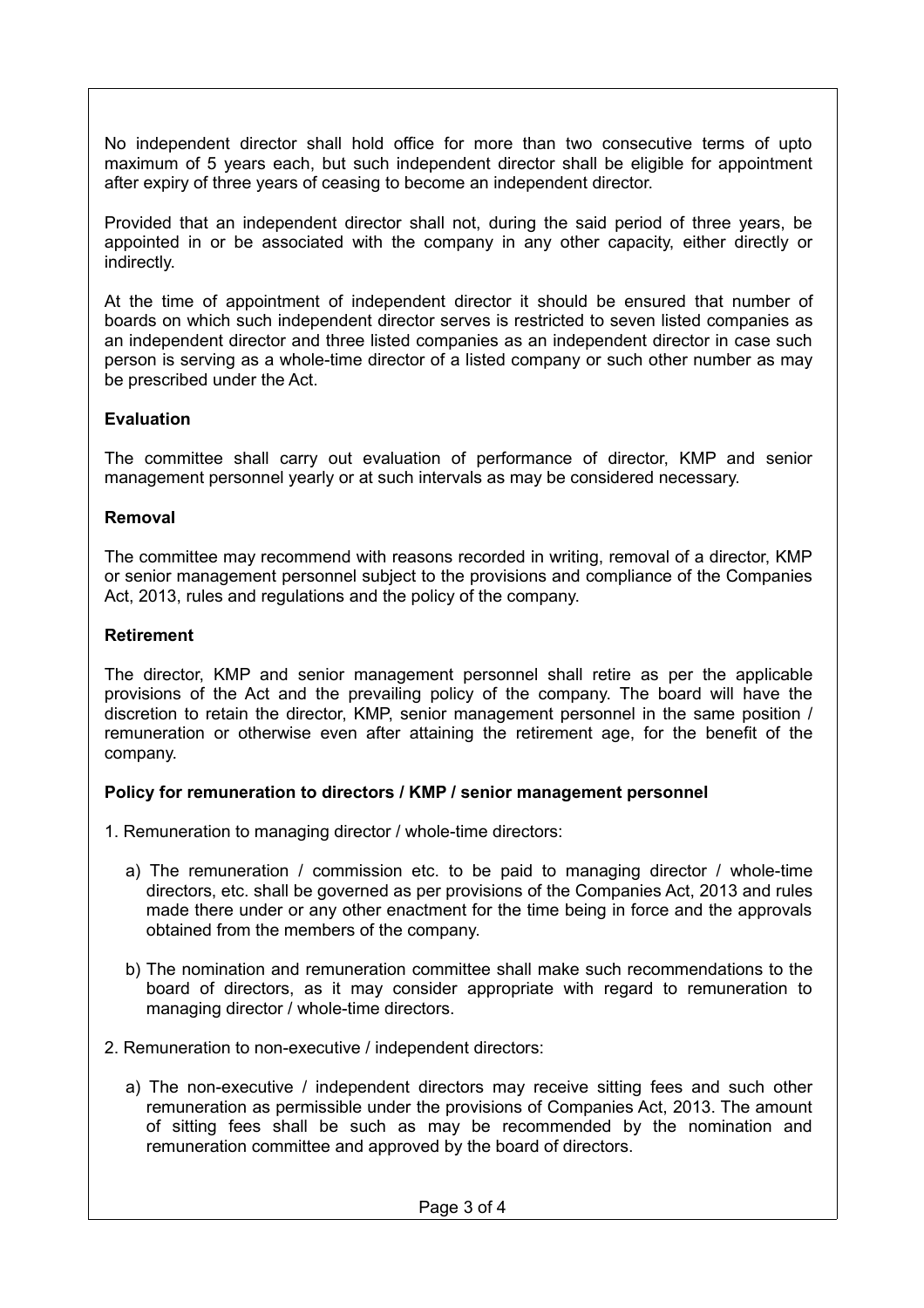No independent director shall hold office for more than two consecutive terms of upto maximum of 5 years each, but such independent director shall be eligible for appointment after expiry of three years of ceasing to become an independent director.

Provided that an independent director shall not, during the said period of three years, be appointed in or be associated with the company in any other capacity, either directly or indirectly.

At the time of appointment of independent director it should be ensured that number of boards on which such independent director serves is restricted to seven listed companies as an independent director and three listed companies as an independent director in case such person is serving as a whole-time director of a listed company or such other number as may be prescribed under the Act.

**Evaluation**

The committee shall carry out evaluation of performance of director, KMP and senior management personnel yearly or at such intervals as may be considered necessary.

**Removal**

The committee may recommend with reasons recorded in writing, removal of a director, KMP or senior management personnel subject to the provisions and compliance of the Companies Act, 2013, rules and regulations and the policy of the company.

**Retirement**

The director, KMP and senior management personnel shall retire as per the applicable provisions of the Act and the prevailing policy of the company. The board will have the discretion to retain the director, KMP, senior management personnel in the same position / remuneration or otherwise even after attaining the retirement age, for the benefit of the company.

**Policy for remuneration to directors / KMP / senior management personnel**

1. Remuneration to managing director / whole-time directors:

   a) The remuneration / commission etc. to be paid to managing director / whole-time directors, etc. shall be governed as per provisions of the Companies Act, 2013 and rules made there under or any other enactment for the time being in force and the approvals obtained from the members of the company.

   b) The nomination and remuneration committee shall make such recommendations to the board of directors, as it may consider appropriate with regard to remuneration to managing director / whole-time directors.

2. Remuneration to non-executive / independent directors:

   a) The non-executive / independent directors may receive sitting fees and such other remuneration as permissible under the provisions of Companies Act, 2013. The amount of sitting fees shall be such as may be recommended by the nomination and remuneration committee and approved by the board of directors.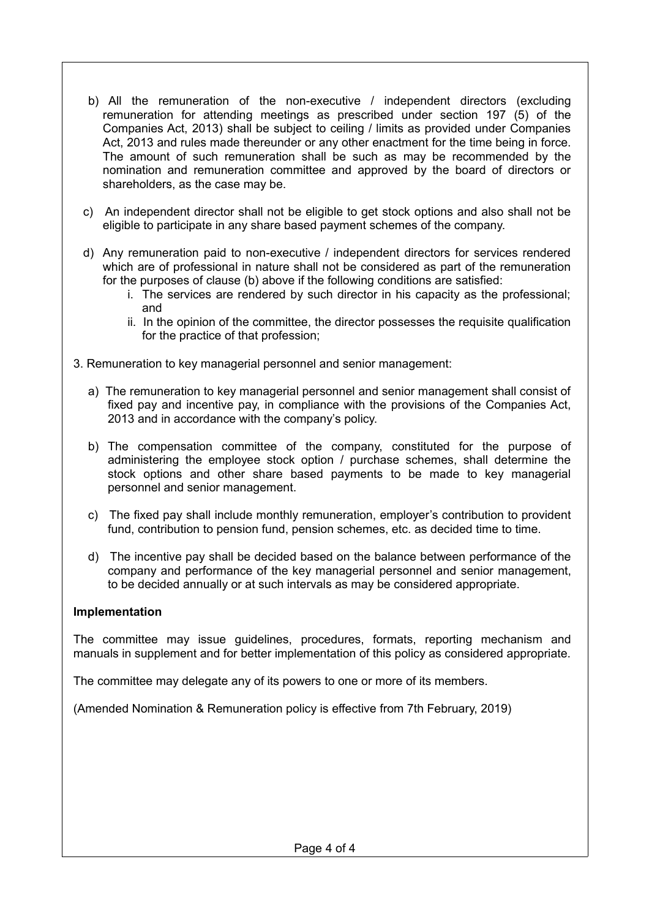b) All the remuneration of the non-executive / independent directors (excluding remuneration for attending meetings as prescribed under section 197 (5) of the Companies Act, 2013) shall be subject to ceiling / limits as provided under Companies Act, 2013 and rules made thereunder or any other enactment for the time being in force. The amount of such remuneration shall be such as may be recommended by the nomination and remuneration committee and approved by the board of directors or shareholders, as the case may be.

c) An independent director shall not be eligible to get stock options and also shall not be eligible to participate in any share based payment schemes of the company.

d) Any remuneration paid to non-executive / independent directors for services rendered which are of professional in nature shall not be considered as part of the remuneration for the purposes of clause (b) above if the following conditions are satisfied:
   - i. The services are rendered by such director in his capacity as the professional; and
   - ii. In the opinion of the committee, the director possesses the requisite qualification for the practice of that profession;

3. Remuneration to key managerial personnel and senior management:

a) The remuneration to key managerial personnel and senior management shall consist of fixed pay and incentive pay, in compliance with the provisions of the Companies Act, 2013 and in accordance with the company's policy.

b) The compensation committee of the company, constituted for the purpose of administering the employee stock option / purchase schemes, shall determine the stock options and other share based payments to be made to key managerial personnel and senior management.

c) The fixed pay shall include monthly remuneration, employer's contribution to provident fund, contribution to pension fund, pension schemes, etc. as decided time to time.

d) The incentive pay shall be decided based on the balance between performance of the company and performance of the key managerial personnel and senior management, to be decided annually or at such intervals as may be considered appropriate.

**Implementation**

The committee may issue guidelines, procedures, formats, reporting mechanism and manuals in supplement and for better implementation of this policy as considered appropriate.

The committee may delegate any of its powers to one or more of its members.

(Amended Nomination & Remuneration policy is effective from 7th February, 2019)